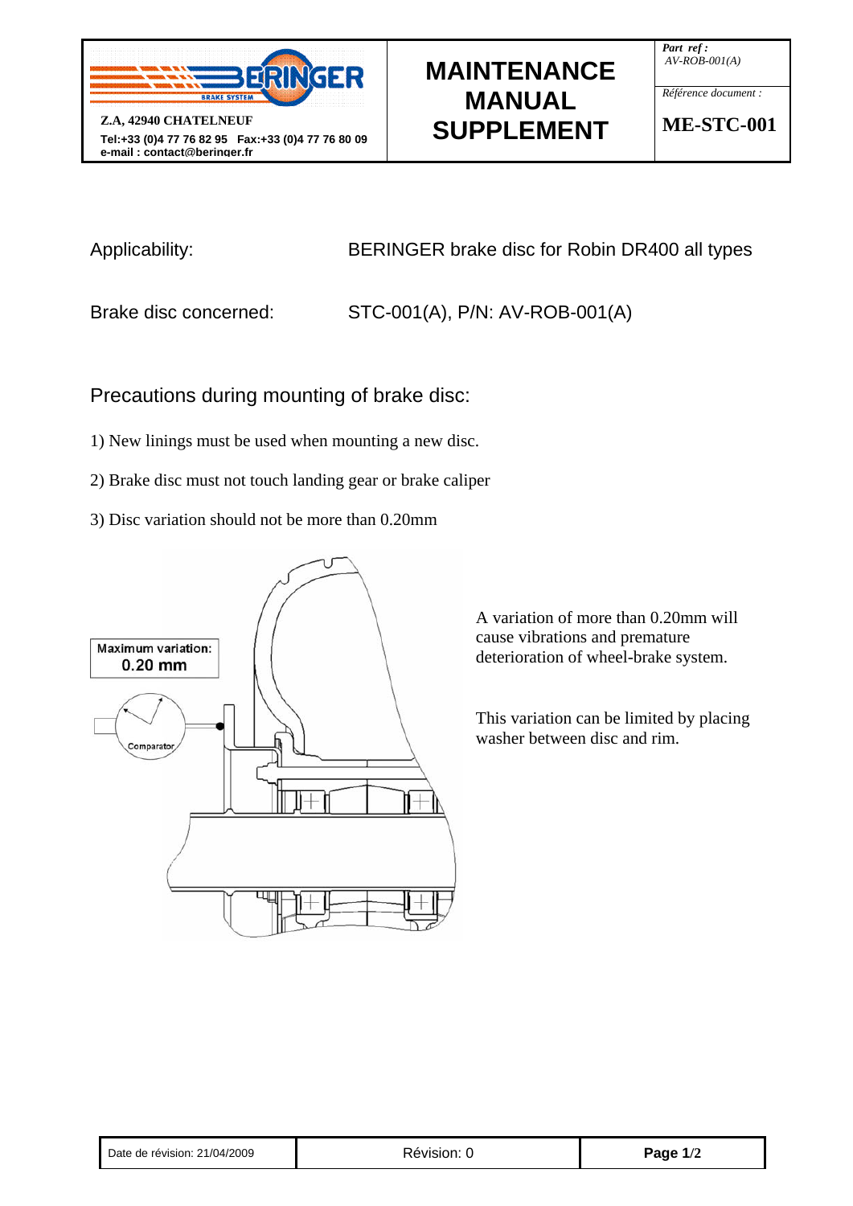| BERINGER BRAKE SYSTEM Z.A, 42940 CHATELNEUF Tel:+33 (0)4 77 76 82 95 Fax:+33 (0)4 77 76 80 09 e-mail : contact@beringer.fr | MAINTENANCE MANUAL SUPPLEMENT | *Part ref :* *AV-ROB-001(A)* *Référence document :* **ME-STC-001** |
|---|---|---|

Applicability: BERINGER brake disc for Robin DR400 all types

Brake disc concerned: STC-001(A), P/N: AV-ROB-001(A)

## Precautions during mounting of brake disc:

1) New linings must be used when mounting a new disc.

2) Brake disc must not touch landing gear or brake caliper

3) Disc variation should not be more than 0.20mm

Maximum variation: 0.20 mm

Comparator

A variation of more than 0.20mm will cause vibrations and premature deterioration of wheel-brake system.

This variation can be limited by placing washer between disc and rim.

| Date de révision: 21/04/2009 | Révision: 0 |
|---|---|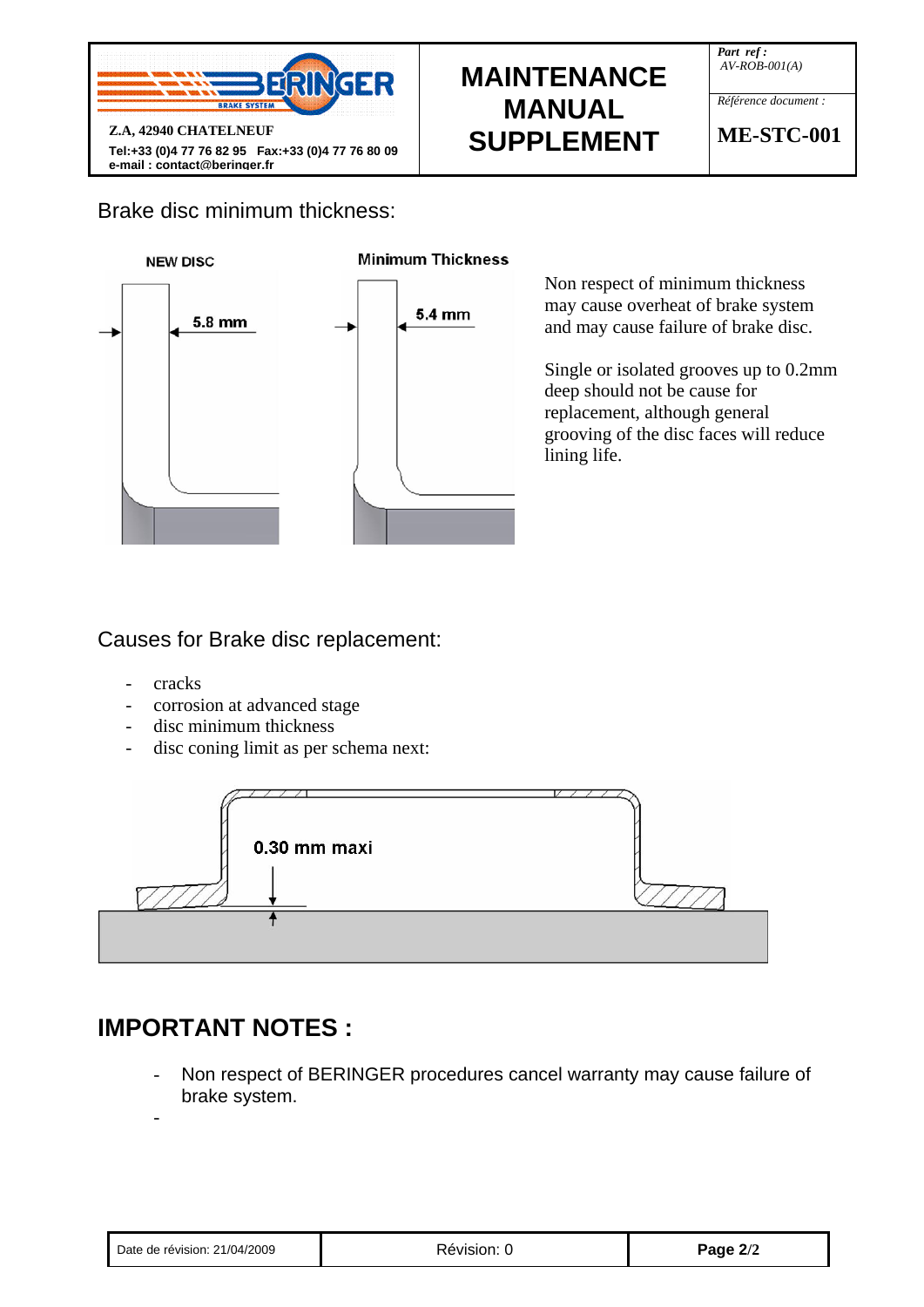Brake disc minimum thickness:

NEW DISC

5.8 mm

Minimum Thickness

5.4 mm

Non respect of minimum thickness may cause overheat of brake system and may cause failure of brake disc.

Single or isolated grooves up to 0.2mm deep should not be cause for replacement, although general grooving of the disc faces will reduce lining life.

Causes for Brake disc replacement:

- cracks
- corrosion at advanced stage
- disc minimum thickness
- disc coning limit as per schema next:

0.30 mm maxi

## IMPORTANT NOTES :

- Non respect of BERINGER procedures cancel warranty may cause failure of brake system.
-

| Date de révision: 21/04/2009 | Révision: 0 | Page 2/2 |
| --- | --- | --- |